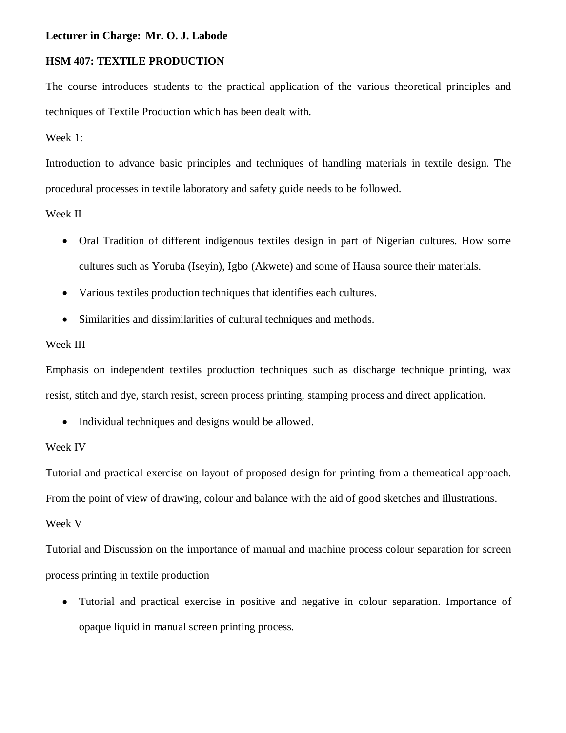**Lecturer in Charge: Mr. O. J. Labode**

**HSM 407: TEXTILE PRODUCTION**

The course introduces students to the practical application of the various theoretical principles and techniques of Textile Production which has been dealt with.

Week 1:

Introduction to advance basic principles and techniques of handling materials in textile design. The procedural processes in textile laboratory and safety guide needs to be followed.

Week II

- Oral Tradition of different indigenous textiles design in part of Nigerian cultures. How some cultures such as Yoruba (Iseyin), Igbo (Akwete) and some of Hausa source their materials.
- Various textiles production techniques that identifies each cultures.
- Similarities and dissimilarities of cultural techniques and methods.

Week III

Emphasis on independent textiles production techniques such as discharge technique printing, wax resist, stitch and dye, starch resist, screen process printing, stamping process and direct application.

- Individual techniques and designs would be allowed.

Week IV

Tutorial and practical exercise on layout of proposed design for printing from a themeatical approach. From the point of view of drawing, colour and balance with the aid of good sketches and illustrations.

Week V

Tutorial and Discussion on the importance of manual and machine process colour separation for screen process printing in textile production

- Tutorial and practical exercise in positive and negative in colour separation. Importance of opaque liquid in manual screen printing process.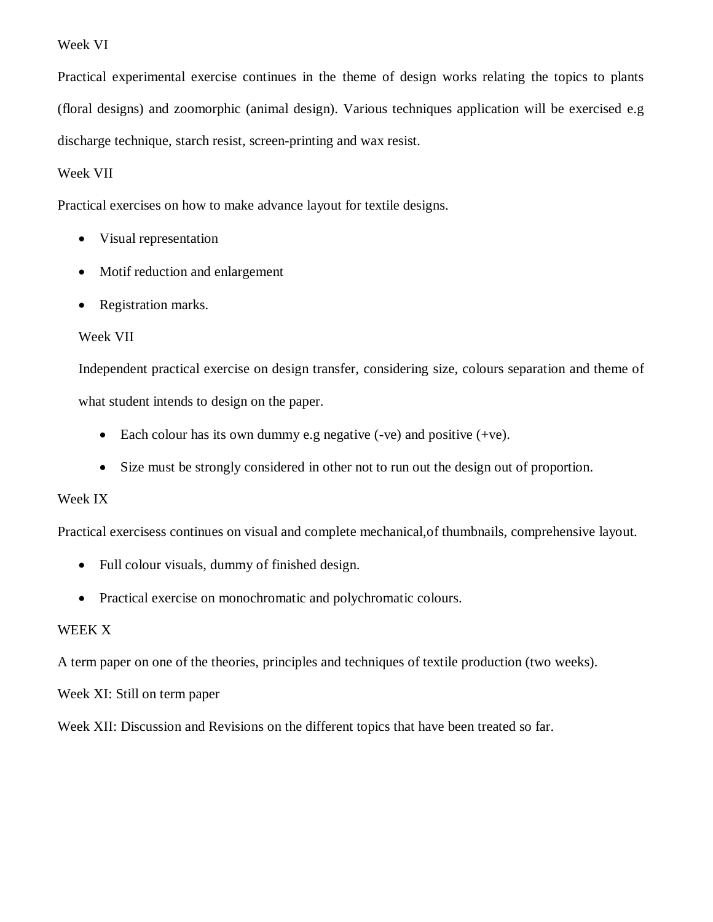Week VI

Practical experimental exercise continues in the theme of design works relating the topics to plants (floral designs) and zoomorphic (animal design). Various techniques application will be exercised e.g discharge technique, starch resist, screen-printing and wax resist.

Week VII

Practical exercises on how to make advance layout for textile designs.

- Visual representation
- Motif reduction and enlargement
- Registration marks.

Week VII

Independent practical exercise on design transfer, considering size, colours separation and theme of what student intends to design on the paper.

- Each colour has its own dummy e.g negative (-ve) and positive (+ve).
- Size must be strongly considered in other not to run out the design out of proportion.

Week IX

Practical exercisess continues on visual and complete mechanical,of thumbnails, comprehensive layout.

- Full colour visuals, dummy of finished design.
- Practical exercise on monochromatic and polychromatic colours.

WEEK X

A term paper on one of the theories, principles and techniques of textile production (two weeks).

Week XI: Still on term paper

Week XII: Discussion and Revisions on the different topics that have been treated so far.